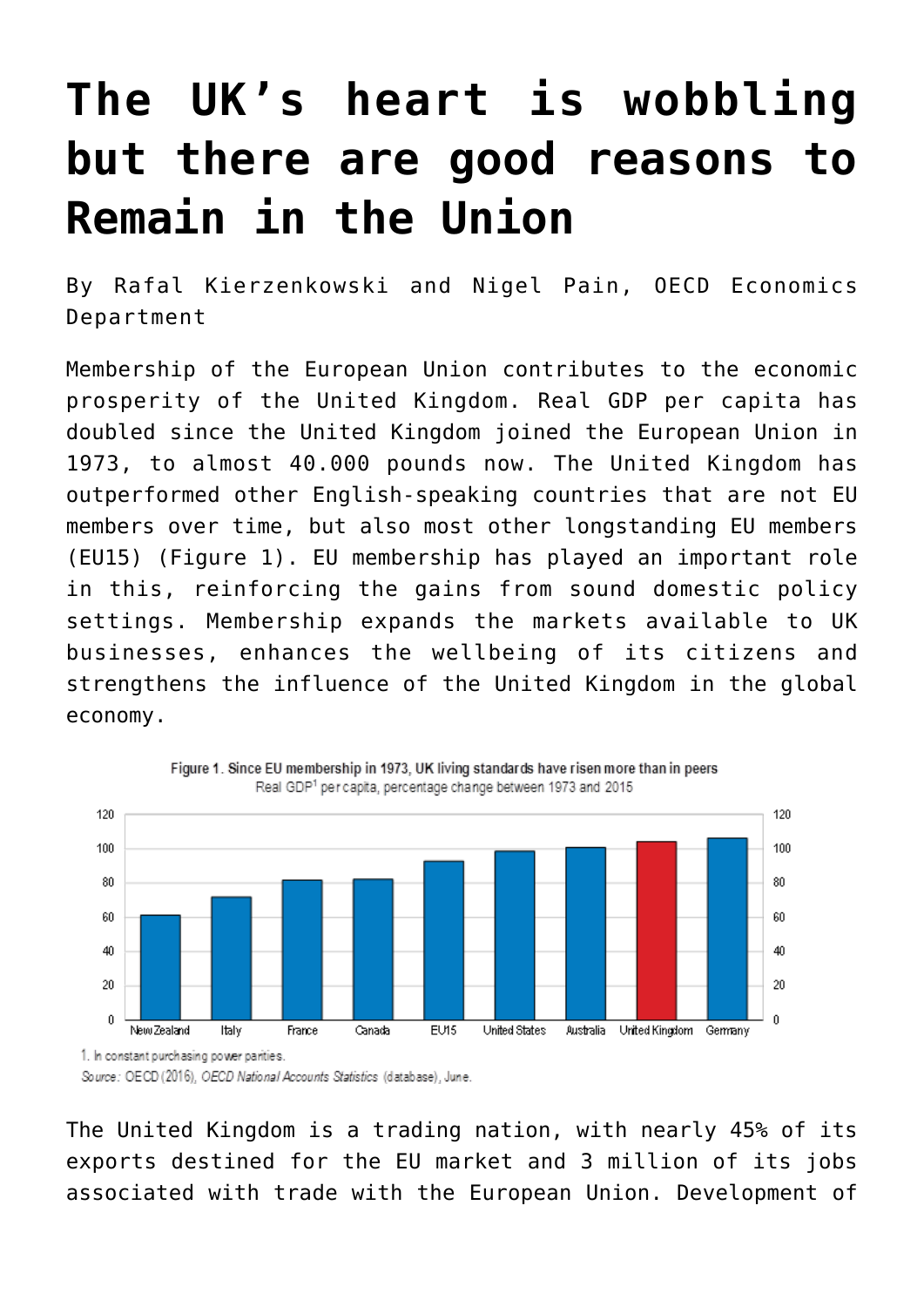# The UK's heart is wobbling but there are good reasons to Remain in the Union

By Rafal Kierzenkowski and Nigel Pain, OECD Economics Department

Membership of the European Union contributes to the economic prosperity of the United Kingdom. Real GDP per capita has doubled since the United Kingdom joined the European Union in 1973, to almost 40.000 pounds now. The United Kingdom has outperformed other English-speaking countries that are not EU members over time, but also most other longstanding EU members (EU15) (Figure 1). EU membership has played an important role in this, reinforcing the gains from sound domestic policy settings. Membership expands the markets available to UK businesses, enhances the wellbeing of its citizens and strengthens the influence of the United Kingdom in the global economy.

Figure 1. Since EU membership in 1973, UK living standards have risen more than in peers
Real GDP[1] per capita, percentage change between 1973 and 2015

1. In constant purchasing power parities.

Source: OECD (2016), *OECD National Accounts Statistics* (database), June.

The United Kingdom is a trading nation, with nearly 45% of its exports destined for the EU market and 3 million of its jobs associated with trade with the European Union. Development of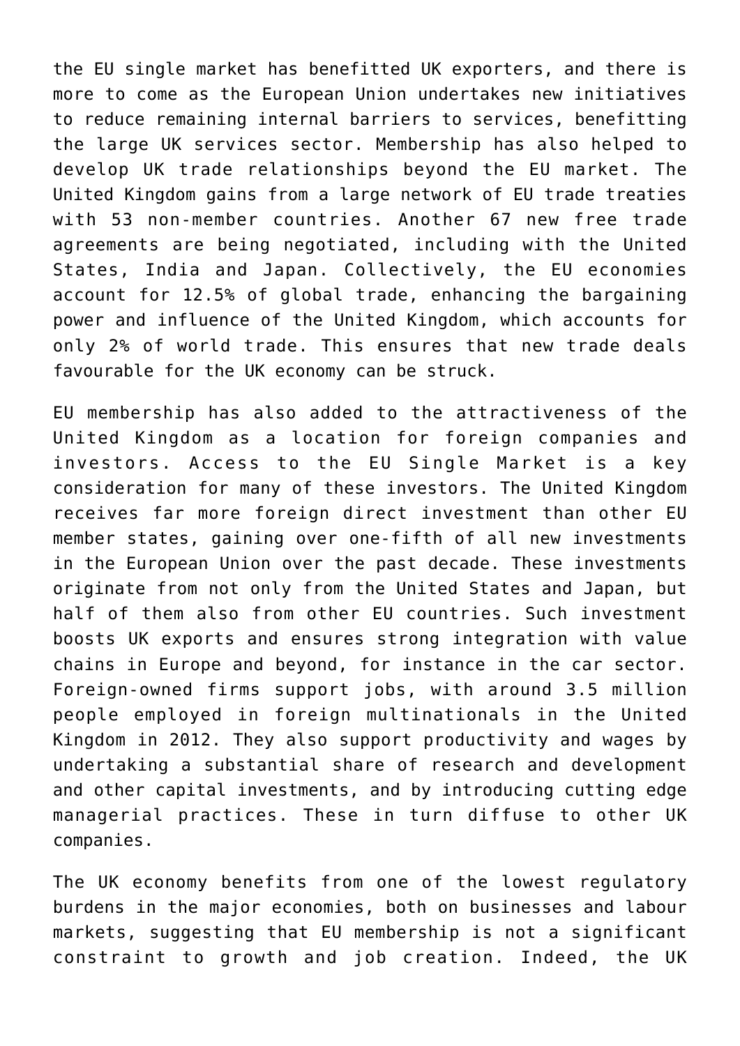the EU single market has benefitted UK exporters, and there is more to come as the European Union undertakes new initiatives to reduce remaining internal barriers to services, benefitting the large UK services sector. Membership has also helped to develop UK trade relationships beyond the EU market. The United Kingdom gains from a large network of EU trade treaties with 53 non-member countries. Another 67 new free trade agreements are being negotiated, including with the United States, India and Japan. Collectively, the EU economies account for 12.5% of global trade, enhancing the bargaining power and influence of the United Kingdom, which accounts for only 2% of world trade. This ensures that new trade deals favourable for the UK economy can be struck.

EU membership has also added to the attractiveness of the United Kingdom as a location for foreign companies and investors. Access to the EU Single Market is a key consideration for many of these investors. The United Kingdom receives far more foreign direct investment than other EU member states, gaining over one-fifth of all new investments in the European Union over the past decade. These investments originate from not only from the United States and Japan, but half of them also from other EU countries. Such investment boosts UK exports and ensures strong integration with value chains in Europe and beyond, for instance in the car sector. Foreign-owned firms support jobs, with around 3.5 million people employed in foreign multinationals in the United Kingdom in 2012. They also support productivity and wages by undertaking a substantial share of research and development and other capital investments, and by introducing cutting edge managerial practices. These in turn diffuse to other UK companies.

The UK economy benefits from one of the lowest regulatory burdens in the major economies, both on businesses and labour markets, suggesting that EU membership is not a significant constraint to growth and job creation. Indeed, the UK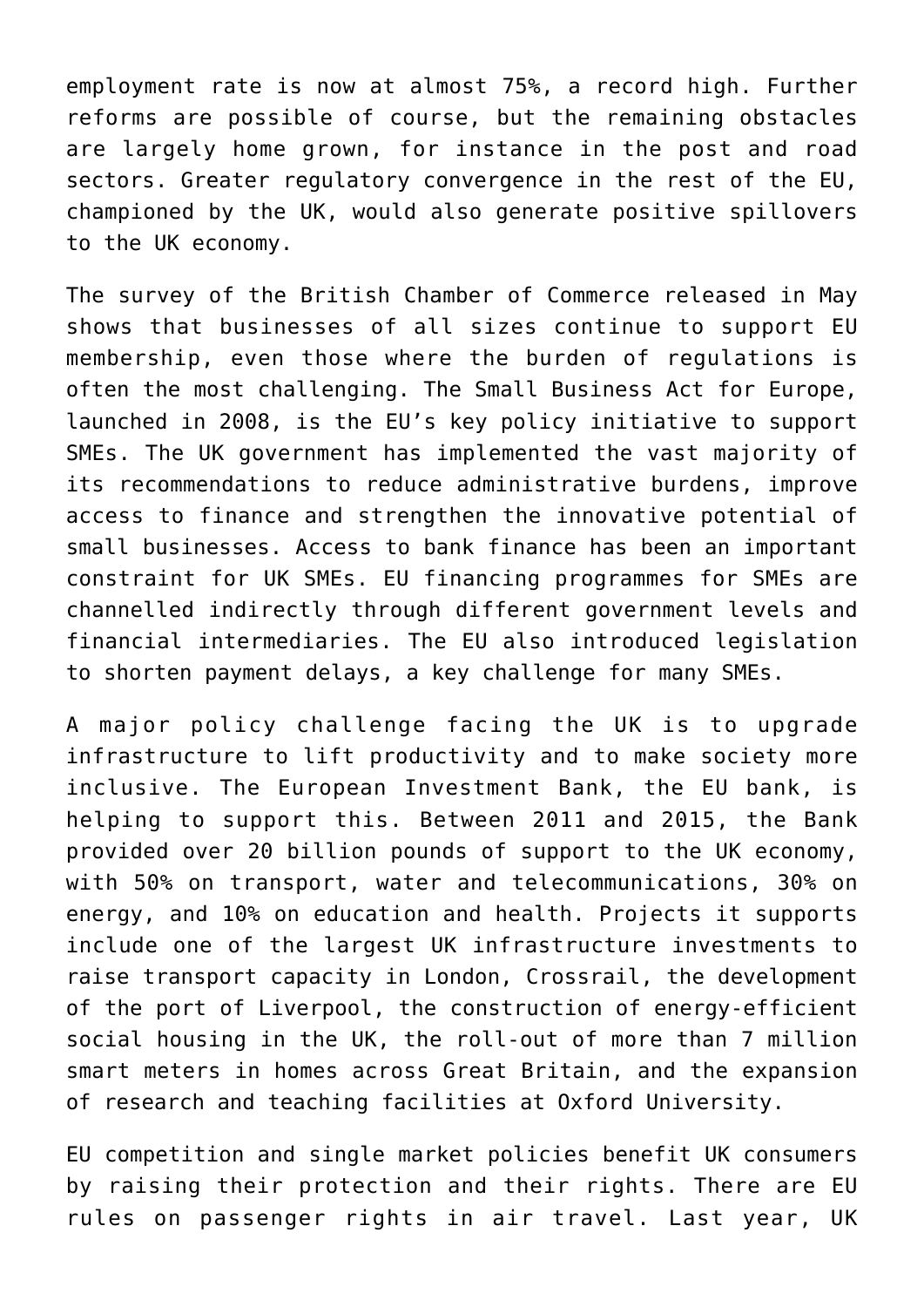employment rate is now at almost 75%, a record high. Further reforms are possible of course, but the remaining obstacles are largely home grown, for instance in the post and road sectors. Greater regulatory convergence in the rest of the EU, championed by the UK, would also generate positive spillovers to the UK economy.

The survey of the British Chamber of Commerce released in May shows that businesses of all sizes continue to support EU membership, even those where the burden of regulations is often the most challenging. The Small Business Act for Europe, launched in 2008, is the EU's key policy initiative to support SMEs. The UK government has implemented the vast majority of its recommendations to reduce administrative burdens, improve access to finance and strengthen the innovative potential of small businesses. Access to bank finance has been an important constraint for UK SMEs. EU financing programmes for SMEs are channelled indirectly through different government levels and financial intermediaries. The EU also introduced legislation to shorten payment delays, a key challenge for many SMEs.

A major policy challenge facing the UK is to upgrade infrastructure to lift productivity and to make society more inclusive. The European Investment Bank, the EU bank, is helping to support this. Between 2011 and 2015, the Bank provided over 20 billion pounds of support to the UK economy, with 50% on transport, water and telecommunications, 30% on energy, and 10% on education and health. Projects it supports include one of the largest UK infrastructure investments to raise transport capacity in London, Crossrail, the development of the port of Liverpool, the construction of energy-efficient social housing in the UK, the roll-out of more than 7 million smart meters in homes across Great Britain, and the expansion of research and teaching facilities at Oxford University.

EU competition and single market policies benefit UK consumers by raising their protection and their rights. There are EU rules on passenger rights in air travel. Last year, UK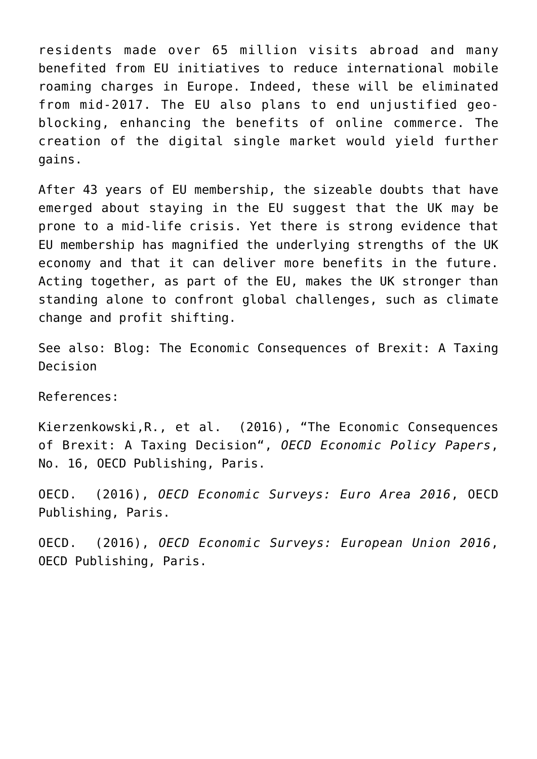residents made over 65 million visits abroad and many benefited from EU initiatives to reduce international mobile roaming charges in Europe. Indeed, these will be eliminated from mid-2017. The EU also plans to end unjustified geo-blocking, enhancing the benefits of online commerce. The creation of the digital single market would yield further gains.

After 43 years of EU membership, the sizeable doubts that have emerged about staying in the EU suggest that the UK may be prone to a mid-life crisis. Yet there is strong evidence that EU membership has magnified the underlying strengths of the UK economy and that it can deliver more benefits in the future. Acting together, as part of the EU, makes the UK stronger than standing alone to confront global challenges, such as climate change and profit shifting.

See also: Blog: The Economic Consequences of Brexit: A Taxing Decision

References:

Kierzenkowski,R., et al. (2016), "The Economic Consequences of Brexit: A Taxing Decision", *OECD Economic Policy Papers*, No. 16, OECD Publishing, Paris.

OECD. (2016), *OECD Economic Surveys: Euro Area 2016*, OECD Publishing, Paris.

OECD. (2016), *OECD Economic Surveys: European Union 2016*, OECD Publishing, Paris.